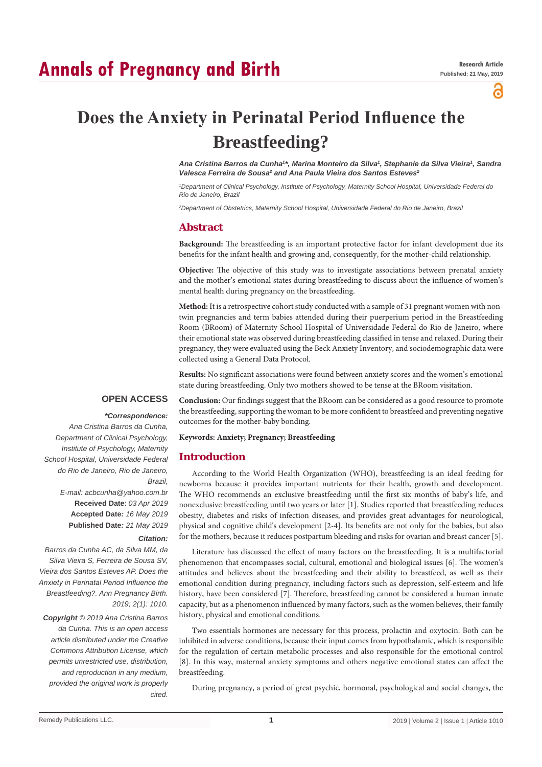# Does the Anxiety in Perinatal Period Influence the Breastfeeding?

*Ana Cristina Barros da Cunha[1]\*, Marina Monteiro da Silva[1], Stephanie da Silva Vieira[1], Sandra Valesca Ferreira de Sousa[2] and Ana Paula Vieira dos Santos Esteves[2]*

[1]*Department of Clinical Psychology, Institute of Psychology, Maternity School Hospital, Universidade Federal do Rio de Janeiro, Brazil*

[2]*Department of Obstetrics, Maternity School Hospital, Universidade Federal do Rio de Janeiro, Brazil*

## Abstract

**Background:** The breastfeeding is an important protective factor for infant development due its benefits for the infant health and growing and, consequently, for the mother-child relationship.

**Objective:** The objective of this study was to investigate associations between prenatal anxiety and the mother's emotional states during breastfeeding to discuss about the influence of women's mental health during pregnancy on the breastfeeding.

**Method:** It is a retrospective cohort study conducted with a sample of 31 pregnant women with non-twin pregnancies and term babies attended during their puerperium period in the Breastfeeding Room (BRoom) of Maternity School Hospital of Universidade Federal do Rio de Janeiro, where their emotional state was observed during breastfeeding classified in tense and relaxed. During their pregnancy, they were evaluated using the Beck Anxiety Inventory, and sociodemographic data were collected using a General Data Protocol.

**Results:** No significant associations were found between anxiety scores and the women's emotional state during breastfeeding. Only two mothers showed to be tense at the BRoom visitation.

**Conclusion:** Our findings suggest that the BRoom can be considered as a good resource to promote the breastfeeding, supporting the woman to be more confident to breastfeed and preventing negative outcomes for the mother-baby bonding.

**Keywords: Anxiety; Pregnancy; Breastfeeding**

**OPEN ACCESS**

***Correspondence:***
*Ana Cristina Barros da Cunha, Department of Clinical Psychology, Institute of Psychology, Maternity School Hospital, Universidade Federal do Rio de Janeiro, Rio de Janeiro, Brazil,*
*E-mail: acbcunha@yahoo.com.br*

**Received Date**: *03 Apr 2019*
**Accepted Date***: 16 May 2019*
**Published Date***: 21 May 2019*

***Citation:***
*Barros da Cunha AC, da Silva MM, da Silva Vieira S, Ferreira de Sousa SV, Vieira dos Santos Esteves AP. Does the Anxiety in Perinatal Period Influence the Breastfeeding?. Ann Pregnancy Birth. 2019; 2(1): 1010.*

***Copyright** © 2019 Ana Cristina Barros da Cunha. This is an open access article distributed under the Creative Commons Attribution License, which permits unrestricted use, distribution, and reproduction in any medium, provided the original work is properly cited.*

## Introduction

According to the World Health Organization (WHO), breastfeeding is an ideal feeding for newborns because it provides important nutrients for their health, growth and development. The WHO recommends an exclusive breastfeeding until the first six months of baby's life, and nonexclusive breastfeeding until two years or later [1]. Studies reported that breastfeeding reduces obesity, diabetes and risks of infection diseases, and provides great advantages for neurological, physical and cognitive child's development [2-4]. Its benefits are not only for the babies, but also for the mothers, because it reduces postpartum bleeding and risks for ovarian and breast cancer [5].

Literature has discussed the effect of many factors on the breastfeeding. It is a multifactorial phenomenon that encompasses social, cultural, emotional and biological issues [6]. The women's attitudes and believes about the breastfeeding and their ability to breastfeed, as well as their emotional condition during pregnancy, including factors such as depression, self-esteem and life history, have been considered [7]. Therefore, breastfeeding cannot be considered a human innate capacity, but as a phenomenon influenced by many factors, such as the women believes, their family history, physical and emotional conditions.

Two essentials hormones are necessary for this process, prolactin and oxytocin. Both can be inhibited in adverse conditions, because their input comes from hypothalamic, which is responsible for the regulation of certain metabolic processes and also responsible for the emotional control [8]. In this way, maternal anxiety symptoms and others negative emotional states can affect the breastfeeding.

During pregnancy, a period of great psychic, hormonal, psychological and social changes, the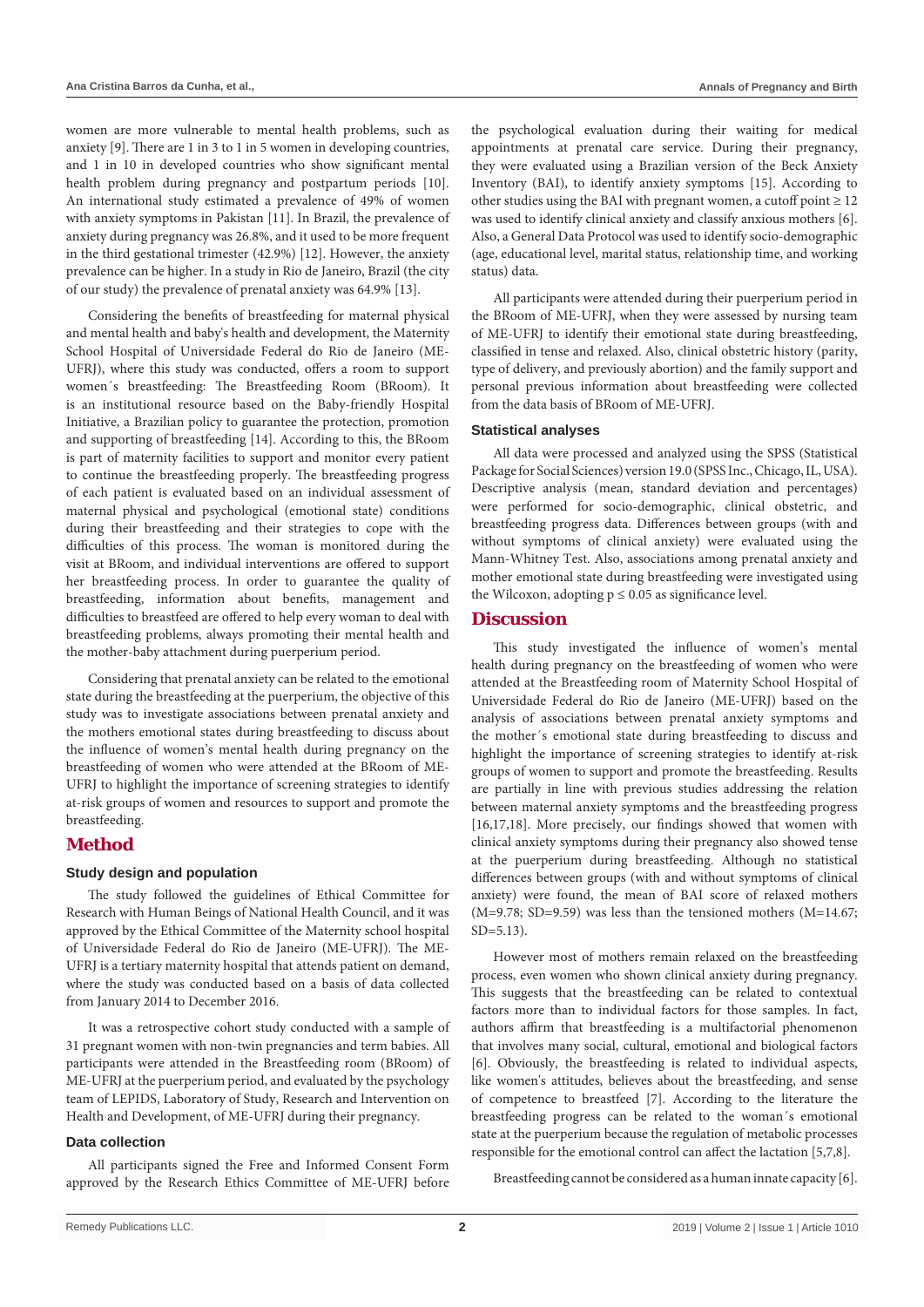women are more vulnerable to mental health problems, such as anxiety [9]. There are 1 in 3 to 1 in 5 women in developing countries, and 1 in 10 in developed countries who show significant mental health problem during pregnancy and postpartum periods [10]. An international study estimated a prevalence of 49% of women with anxiety symptoms in Pakistan [11]. In Brazil, the prevalence of anxiety during pregnancy was 26.8%, and it used to be more frequent in the third gestational trimester (42.9%) [12]. However, the anxiety prevalence can be higher. In a study in Rio de Janeiro, Brazil (the city of our study) the prevalence of prenatal anxiety was 64.9% [13].

Considering the benefits of breastfeeding for maternal physical and mental health and baby's health and development, the Maternity School Hospital of Universidade Federal do Rio de Janeiro (ME-UFRJ), where this study was conducted, offers a room to support women´s breastfeeding: The Breastfeeding Room (BRoom). It is an institutional resource based on the Baby-friendly Hospital Initiative, a Brazilian policy to guarantee the protection, promotion and supporting of breastfeeding [14]. According to this, the BRoom is part of maternity facilities to support and monitor every patient to continue the breastfeeding properly. The breastfeeding progress of each patient is evaluated based on an individual assessment of maternal physical and psychological (emotional state) conditions during their breastfeeding and their strategies to cope with the difficulties of this process. The woman is monitored during the visit at BRoom, and individual interventions are offered to support her breastfeeding process. In order to guarantee the quality of breastfeeding, information about benefits, management and difficulties to breastfeed are offered to help every woman to deal with breastfeeding problems, always promoting their mental health and the mother-baby attachment during puerperium period.

Considering that prenatal anxiety can be related to the emotional state during the breastfeeding at the puerperium, the objective of this study was to investigate associations between prenatal anxiety and the mothers emotional states during breastfeeding to discuss about the influence of women's mental health during pregnancy on the breastfeeding of women who were attended at the BRoom of ME-UFRJ to highlight the importance of screening strategies to identify at-risk groups of women and resources to support and promote the breastfeeding.

## Method

### Study design and population

The study followed the guidelines of Ethical Committee for Research with Human Beings of National Health Council, and it was approved by the Ethical Committee of the Maternity school hospital of Universidade Federal do Rio de Janeiro (ME-UFRJ). The ME-UFRJ is a tertiary maternity hospital that attends patient on demand, where the study was conducted based on a basis of data collected from January 2014 to December 2016.

It was a retrospective cohort study conducted with a sample of 31 pregnant women with non-twin pregnancies and term babies. All participants were attended in the Breastfeeding room (BRoom) of ME-UFRJ at the puerperium period, and evaluated by the psychology team of LEPIDS, Laboratory of Study, Research and Intervention on Health and Development, of ME-UFRJ during their pregnancy.

### Data collection

All participants signed the Free and Informed Consent Form approved by the Research Ethics Committee of ME-UFRJ before the psychological evaluation during their waiting for medical appointments at prenatal care service. During their pregnancy, they were evaluated using a Brazilian version of the Beck Anxiety Inventory (BAI), to identify anxiety symptoms [15]. According to other studies using the BAI with pregnant women, a cutoff point $\geq 12$ was used to identify clinical anxiety and classify anxious mothers [6]. Also, a General Data Protocol was used to identify socio-demographic (age, educational level, marital status, relationship time, and working status) data.

All participants were attended during their puerperium period in the BRoom of ME-UFRJ, when they were assessed by nursing team of ME-UFRJ to identify their emotional state during breastfeeding, classified in tense and relaxed. Also, clinical obstetric history (parity, type of delivery, and previously abortion) and the family support and personal previous information about breastfeeding were collected from the data basis of BRoom of ME-UFRJ.

### Statistical analyses

All data were processed and analyzed using the SPSS (Statistical Package for Social Sciences) version 19.0 (SPSS Inc., Chicago, IL, USA). Descriptive analysis (mean, standard deviation and percentages) were performed for socio-demographic, clinical obstetric, and breastfeeding progress data. Differences between groups (with and without symptoms of clinical anxiety) were evaluated using the Mann-Whitney Test. Also, associations among prenatal anxiety and mother emotional state during breastfeeding were investigated using the Wilcoxon, adopting $p \leq 0.05$ as significance level.

## Discussion

This study investigated the influence of women's mental health during pregnancy on the breastfeeding of women who were attended at the Breastfeeding room of Maternity School Hospital of Universidade Federal do Rio de Janeiro (ME-UFRJ) based on the analysis of associations between prenatal anxiety symptoms and the mother´s emotional state during breastfeeding to discuss and highlight the importance of screening strategies to identify at-risk groups of women to support and promote the breastfeeding. Results are partially in line with previous studies addressing the relation between maternal anxiety symptoms and the breastfeeding progress [16,17,18]. More precisely, our findings showed that women with clinical anxiety symptoms during their pregnancy also showed tense at the puerperium during breastfeeding. Although no statistical differences between groups (with and without symptoms of clinical anxiety) were found, the mean of BAI score of relaxed mothers (M=9.78; SD=9.59) was less than the tensioned mothers (M=14.67; SD=5.13).

However most of mothers remain relaxed on the breastfeeding process, even women who shown clinical anxiety during pregnancy. This suggests that the breastfeeding can be related to contextual factors more than to individual factors for those samples. In fact, authors affirm that breastfeeding is a multifactorial phenomenon that involves many social, cultural, emotional and biological factors [6]. Obviously, the breastfeeding is related to individual aspects, like women's attitudes, believes about the breastfeeding, and sense of competence to breastfeed [7]. According to the literature the breastfeeding progress can be related to the woman´s emotional state at the puerperium because the regulation of metabolic processes responsible for the emotional control can affect the lactation [5,7,8].

Breastfeeding cannot be considered as a human innate capacity [6].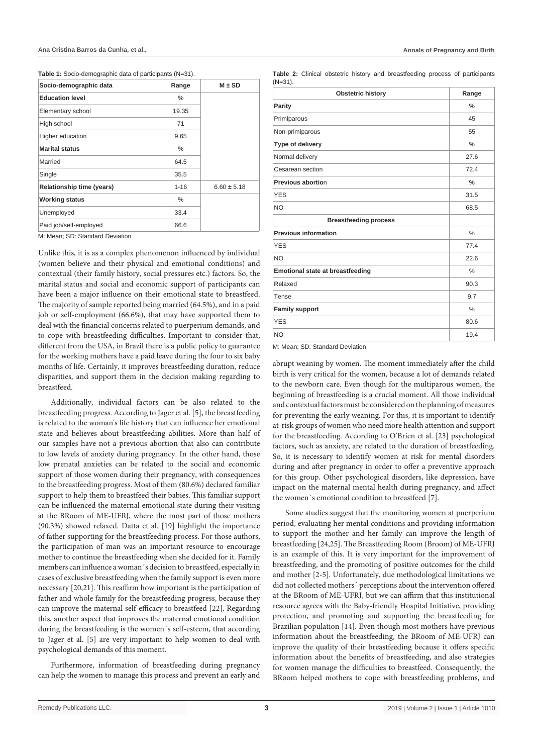**Table 1:** Socio-demographic data of participants (N=31).

| Socio-demographic data | Range | M ± SD |
|---|---|---|
| **Education level** | % | |
| Elementary school | 19.35 | |
| High school | 71 | |
| Higher education | 9.65 | |
| **Marital status** | % | |
| Married | 64.5 | |
| Single | 35.5 | |
| **Relationship time (years)** | 1-16 | 6.60 ± 5.18 |
| **Working status** | % | |
| Unemployed | 33.4 | |
| Paid job/self-employed | 66.6 | |

M: Mean; SD: Standard Deviation

Unlike this, it is as a complex phenomenon influenced by individual (women believe and their physical and emotional conditions) and contextual (their family history, social pressures etc.) factors. So, the marital status and social and economic support of participants can have been a major influence on their emotional state to breastfeed. The majority of sample reported being married (64.5%), and in a paid job or self-employment (66.6%), that may have supported them to deal with the financial concerns related to puerperium demands, and to cope with breastfeeding difficulties. Important to consider that, different from the USA, in Brazil there is a public policy to guarantee for the working mothers have a paid leave during the four to six baby months of life. Certainly, it improves breastfeeding duration, reduce disparities, and support them in the decision making regarding to breastfeed.

Additionally, individual factors can be also related to the breastfeeding progress. According to Jager et al. [5], the breastfeeding is related to the woman's life history that can influence her emotional state and believes about breastfeeding abilities. More than half of our samples have not a previous abortion that also can contribute to low levels of anxiety during pregnancy. In the other hand, those low prenatal anxieties can be related to the social and economic support of those women during their pregnancy, with consequences to the breastfeeding progress. Most of them (80.6%) declared familiar support to help them to breastfeed their babies. This familiar support can be influenced the maternal emotional state during their visiting at the BRoom of ME-UFRJ, where the most part of those mothers (90.3%) showed relaxed. Datta et al. [19] highlight the importance of father supporting for the breastfeeding process. For those authors, the participation of man was an important resource to encourage mother to continue the breastfeeding when she decided for it. Family members can influence a woman´s decision to breastfeed, especially in cases of exclusive breastfeeding when the family support is even more necessary [20,21]. This reaffirm how important is the participation of father and whole family for the breastfeeding progress, because they can improve the maternal self-efficacy to breastfeed [22]. Regarding this, another aspect that improves the maternal emotional condition during the breastfeeding is the women´s self-esteem, that according to Jager et al. [5] are very important to help women to deal with psychological demands of this moment.

Furthermore, information of breastfeeding during pregnancy can help the women to manage this process and prevent an early and abrupt weaning by women. The moment immediately after the child birth is very critical for the women, because a lot of demands related to the newborn care. Even though for the multiparous women, the beginning of breastfeeding is a crucial moment. All those individual and contextual factors must be considered on the planning of measures for preventing the early weaning. For this, it is important to identify at-risk groups of women who need more health attention and support for the breastfeeding. According to O'Brien et al. [23] psychological factors, such as anxiety, are related to the duration of breastfeeding. So, it is necessary to identify women at risk for mental disorders during and after pregnancy in order to offer a preventive approach for this group. Other psychological disorders, like depression, have impact on the maternal mental health during pregnancy, and affect the women´s emotional condition to breastfeed [7].

**Table 2:** Clinical obstetric history and breastfeeding process of participants (N=31).

| Obstetric history | Range |
|---|---|
| **Parity** | **%** |
| Primiparous | 45 |
| Non-primiparous | 55 |
| **Type of delivery** | **%** |
| Normal delivery | 27.6 |
| Cesarean section | 72.4 |
| **Previous abortion** | **%** |
| YES | 31.5 |
| NO | 68.5 |
| **Breastfeeding process** | |
| **Previous information** | % |
| YES | 77.4 |
| NO | 22.6 |
| **Emotional state at breastfeeding** | % |
| Relaxed | 90.3 |
| Tense | 9.7 |
| **Family support** | % |
| YES | 80.6 |
| NO | 19.4 |

M: Mean; SD: Standard Deviation

Some studies suggest that the monitoring women at puerperium period, evaluating her mental conditions and providing information to support the mother and her family can improve the length of breastfeeding [24,25]. The Breastfeeding Room (Broom) of ME-UFRJ is an example of this. It is very important for the improvement of breastfeeding, and the promoting of positive outcomes for the child and mother [2-5]. Unfortunately, due methodological limitations we did not collected mothers´ perceptions about the intervention offered at the BRoom of ME-UFRJ, but we can affirm that this institutional resource agrees with the Baby-friendly Hospital Initiative, providing protection, and promoting and supporting the breastfeeding for Brazilian population [14]. Even though most mothers have previous information about the breastfeeding, the BRoom of ME-UFRJ can improve the quality of their breastfeeding because it offers specific information about the benefits of breastfeeding, and also strategies for women manage the difficulties to breastfeed. Consequently, the BRoom helped mothers to cope with breastfeeding problems, and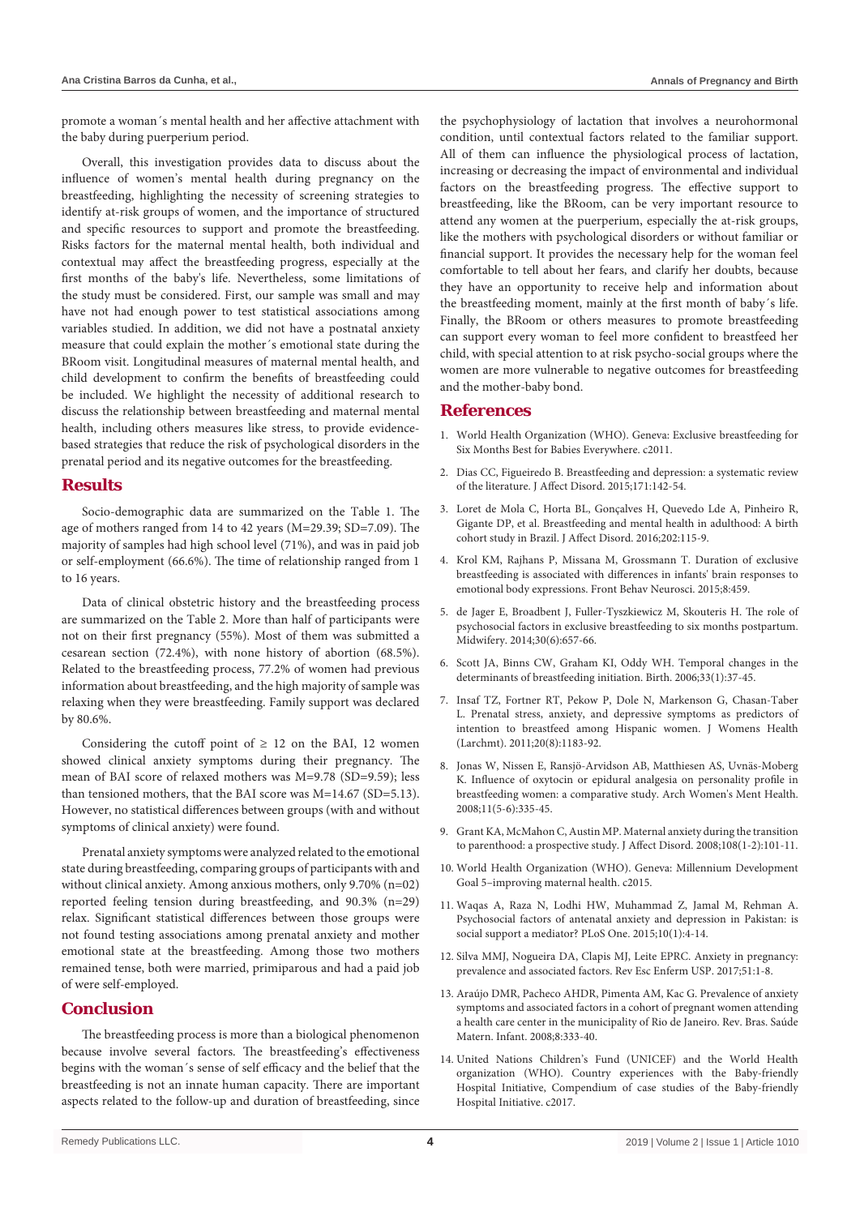promote a woman´s mental health and her affective attachment with the baby during puerperium period.

Overall, this investigation provides data to discuss about the influence of women's mental health during pregnancy on the breastfeeding, highlighting the necessity of screening strategies to identify at-risk groups of women, and the importance of structured and specific resources to support and promote the breastfeeding. Risks factors for the maternal mental health, both individual and contextual may affect the breastfeeding progress, especially at the first months of the baby's life. Nevertheless, some limitations of the study must be considered. First, our sample was small and may have not had enough power to test statistical associations among variables studied. In addition, we did not have a postnatal anxiety measure that could explain the mother´s emotional state during the BRoom visit. Longitudinal measures of maternal mental health, and child development to confirm the benefits of breastfeeding could be included. We highlight the necessity of additional research to discuss the relationship between breastfeeding and maternal mental health, including others measures like stress, to provide evidence-based strategies that reduce the risk of psychological disorders in the prenatal period and its negative outcomes for the breastfeeding.

## Results

Socio-demographic data are summarized on the Table 1. The age of mothers ranged from 14 to 42 years (M=29.39; SD=7.09). The majority of samples had high school level (71%), and was in paid job or self-employment (66.6%). The time of relationship ranged from 1 to 16 years.

Data of clinical obstetric history and the breastfeeding process are summarized on the Table 2. More than half of participants were not on their first pregnancy (55%). Most of them was submitted a cesarean section (72.4%), with none history of abortion (68.5%). Related to the breastfeeding process, 77.2% of women had previous information about breastfeeding, and the high majority of sample was relaxing when they were breastfeeding. Family support was declared by 80.6%.

Considering the cutoff point of ≥ 12 on the BAI, 12 women showed clinical anxiety symptoms during their pregnancy. The mean of BAI score of relaxed mothers was M=9.78 (SD=9.59); less than tensioned mothers, that the BAI score was M=14.67 (SD=5.13). However, no statistical differences between groups (with and without symptoms of clinical anxiety) were found.

Prenatal anxiety symptoms were analyzed related to the emotional state during breastfeeding, comparing groups of participants with and without clinical anxiety. Among anxious mothers, only 9.70% (n=02) reported feeling tension during breastfeeding, and 90.3% (n=29) relax. Significant statistical differences between those groups were not found testing associations among prenatal anxiety and mother emotional state at the breastfeeding. Among those two mothers remained tense, both were married, primiparous and had a paid job of were self-employed.

## Conclusion

The breastfeeding process is more than a biological phenomenon because involve several factors. The breastfeeding's effectiveness begins with the woman´s sense of self efficacy and the belief that the breastfeeding is not an innate human capacity. There are important aspects related to the follow-up and duration of breastfeeding, since the psychophysiology of lactation that involves a neurohormonal condition, until contextual factors related to the familiar support. All of them can influence the physiological process of lactation, increasing or decreasing the impact of environmental and individual factors on the breastfeeding progress. The effective support to breastfeeding, like the BRoom, can be very important resource to attend any women at the puerperium, especially the at-risk groups, like the mothers with psychological disorders or without familiar or financial support. It provides the necessary help for the woman feel comfortable to tell about her fears, and clarify her doubts, because they have an opportunity to receive help and information about the breastfeeding moment, mainly at the first month of baby´s life. Finally, the BRoom or others measures to promote breastfeeding can support every woman to feel more confident to breastfeed her child, with special attention to at risk psycho-social groups where the women are more vulnerable to negative outcomes for breastfeeding and the mother-baby bond.

## References

1. World Health Organization (WHO). Geneva: Exclusive breastfeeding for Six Months Best for Babies Everywhere. c2011.
2. Dias CC, Figueiredo B. Breastfeeding and depression: a systematic review of the literature. J Affect Disord. 2015;171:142-54.
3. Loret de Mola C, Horta BL, Gonçalves H, Quevedo Lde A, Pinheiro R, Gigante DP, et al. Breastfeeding and mental health in adulthood: A birth cohort study in Brazil. J Affect Disord. 2016;202:115-9.
4. Krol KM, Rajhans P, Missana M, Grossmann T. Duration of exclusive breastfeeding is associated with differences in infants' brain responses to emotional body expressions. Front Behav Neurosci. 2015;8:459.
5. de Jager E, Broadbent J, Fuller-Tyszkiewicz M, Skouteris H. The role of psychosocial factors in exclusive breastfeeding to six months postpartum. Midwifery. 2014;30(6):657-66.
6. Scott JA, Binns CW, Graham KI, Oddy WH. Temporal changes in the determinants of breastfeeding initiation. Birth. 2006;33(1):37-45.
7. Insaf TZ, Fortner RT, Pekow P, Dole N, Markenson G, Chasan-Taber L. Prenatal stress, anxiety, and depressive symptoms as predictors of intention to breastfeed among Hispanic women. J Womens Health (Larchmt). 2011;20(8):1183-92.
8. Jonas W, Nissen E, Ransjö-Arvidson AB, Matthiesen AS, Uvnäs-Moberg K. Influence of oxytocin or epidural analgesia on personality profile in breastfeeding women: a comparative study. Arch Women's Ment Health. 2008;11(5-6):335-45.
9. Grant KA, McMahon C, Austin MP. Maternal anxiety during the transition to parenthood: a prospective study. J Affect Disord. 2008;108(1-2):101-11.
10. World Health Organization (WHO). Geneva: Millennium Development Goal 5–improving maternal health. c2015.
11. Waqas A, Raza N, Lodhi HW, Muhammad Z, Jamal M, Rehman A. Psychosocial factors of antenatal anxiety and depression in Pakistan: is social support a mediator? PLoS One. 2015;10(1):4-14.
12. Silva MMJ, Nogueira DA, Clapis MJ, Leite EPRC. Anxiety in pregnancy: prevalence and associated factors. Rev Esc Enferm USP. 2017;51:1-8.
13. Araújo DMR, Pacheco AHDR, Pimenta AM, Kac G. Prevalence of anxiety symptoms and associated factors in a cohort of pregnant women attending a health care center in the municipality of Rio de Janeiro. Rev. Bras. Saúde Matern. Infant. 2008;8:333-40.
14. United Nations Children's Fund (UNICEF) and the World Health organization (WHO). Country experiences with the Baby-friendly Hospital Initiative, Compendium of case studies of the Baby-friendly Hospital Initiative. c2017.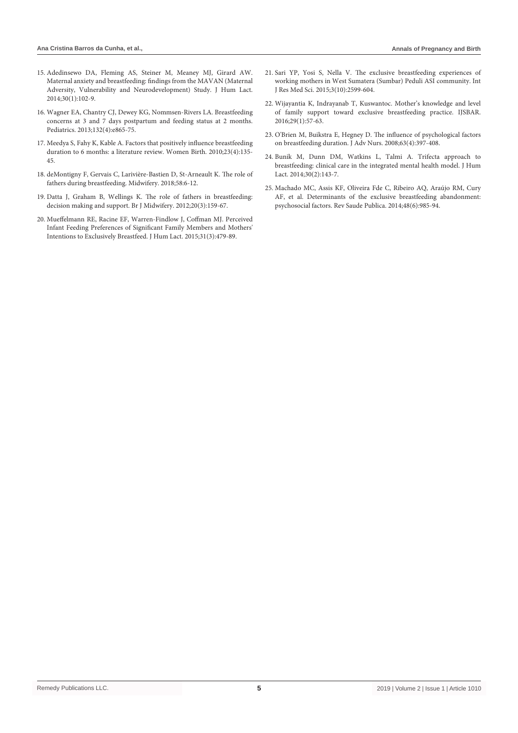15. Adedinsewo DA, Fleming AS, Steiner M, Meaney MJ, Girard AW. Maternal anxiety and breastfeeding: findings from the MAVAN (Maternal Adversity, Vulnerability and Neurodevelopment) Study. J Hum Lact. 2014;30(1):102-9.

16. Wagner EA, Chantry CJ, Dewey KG, Nommsen-Rivers LA. Breastfeeding concerns at 3 and 7 days postpartum and feeding status at 2 months. Pediatrics. 2013;132(4):e865-75.

17. Meedya S, Fahy K, Kable A. Factors that positively influence breastfeeding duration to 6 months: a literature review. Women Birth. 2010;23(4):135-45.

18. deMontigny F, Gervais C, Larivière-Bastien D, St-Arneault K. The role of fathers during breastfeeding. Midwifery. 2018;58:6-12.

19. Datta J, Graham B, Wellings K. The role of fathers in breastfeeding: decision making and support. Br J Midwifery. 2012;20(3):159-67.

20. Mueffelmann RE, Racine EF, Warren-Findlow J, Coffman MJ. Perceived Infant Feeding Preferences of Significant Family Members and Mothers' Intentions to Exclusively Breastfeed. J Hum Lact. 2015;31(3):479-89.

21. Sari YP, Yosi S, Nella V. The exclusive breastfeeding experiences of working mothers in West Sumatera (Sumbar) Peduli ASI community. Int J Res Med Sci. 2015;3(10):2599-604.

22. Wijayantia K, Indrayanab T, Kuswantoc. Mother's knowledge and level of family support toward exclusive breastfeeding practice. IJSBAR. 2016;29(1):57-63.

23. O'Brien M, Buikstra E, Hegney D. The influence of psychological factors on breastfeeding duration. J Adv Nurs. 2008;63(4):397-408.

24. Bunik M, Dunn DM, Watkins L, Talmi A. Trifecta approach to breastfeeding: clinical care in the integrated mental health model. J Hum Lact. 2014;30(2):143-7.

25. Machado MC, Assis KF, Oliveira Fde C, Ribeiro AQ, Araújo RM, Cury AF, et al. Determinants of the exclusive breastfeeding abandonment: psychosocial factors. Rev Saude Publica. 2014;48(6):985-94.